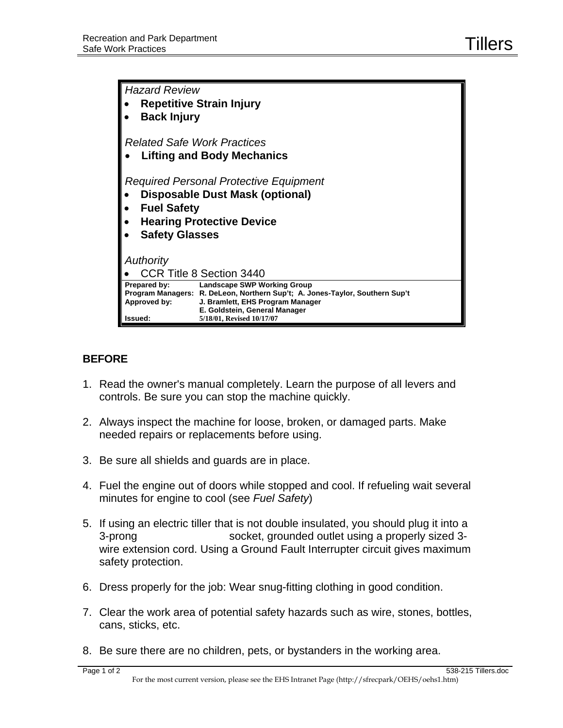# Tillers

*Hazard Review*
- **Repetitive Strain Injury**
- **Back Injury**

*Related Safe Work Practices*
- **Lifting and Body Mechanics**

*Required Personal Protective Equipment*
- **Disposable Dust Mask (optional)**
- **Fuel Safety**
- **Hearing Protective Device**
- **Safety Glasses**

*Authority*
- CCR Title 8 Section 3440

| | |
|---|---|
| **Prepared by:** | **Landscape SWP Working Group** |
| **Program Managers:** | **R. DeLeon, Northern Sup't; A. Jones-Taylor, Southern Sup't** |
| **Approved by:** | **J. Bramlett, EHS Program Manager** |
| | **E. Goldstein, General Manager** |
| **Issued:** | **5/18/01, Revised 10/17/07** |

## BEFORE

1. Read the owner's manual completely. Learn the purpose of all levers and controls. Be sure you can stop the machine quickly.

2. Always inspect the machine for loose, broken, or damaged parts. Make needed repairs or replacements before using.

3. Be sure all shields and guards are in place.

4. Fuel the engine out of doors while stopped and cool. If refueling wait several minutes for engine to cool (see *Fuel Safety*)

5. If using an electric tiller that is not double insulated, you should plug it into a 3-prong socket, grounded outlet using a properly sized 3-wire extension cord. Using a Ground Fault Interrupter circuit gives maximum safety protection.

6. Dress properly for the job: Wear snug-fitting clothing in good condition.

7. Clear the work area of potential safety hazards such as wire, stones, bottles, cans, sticks, etc.

8. Be sure there are no children, pets, or bystanders in the working area.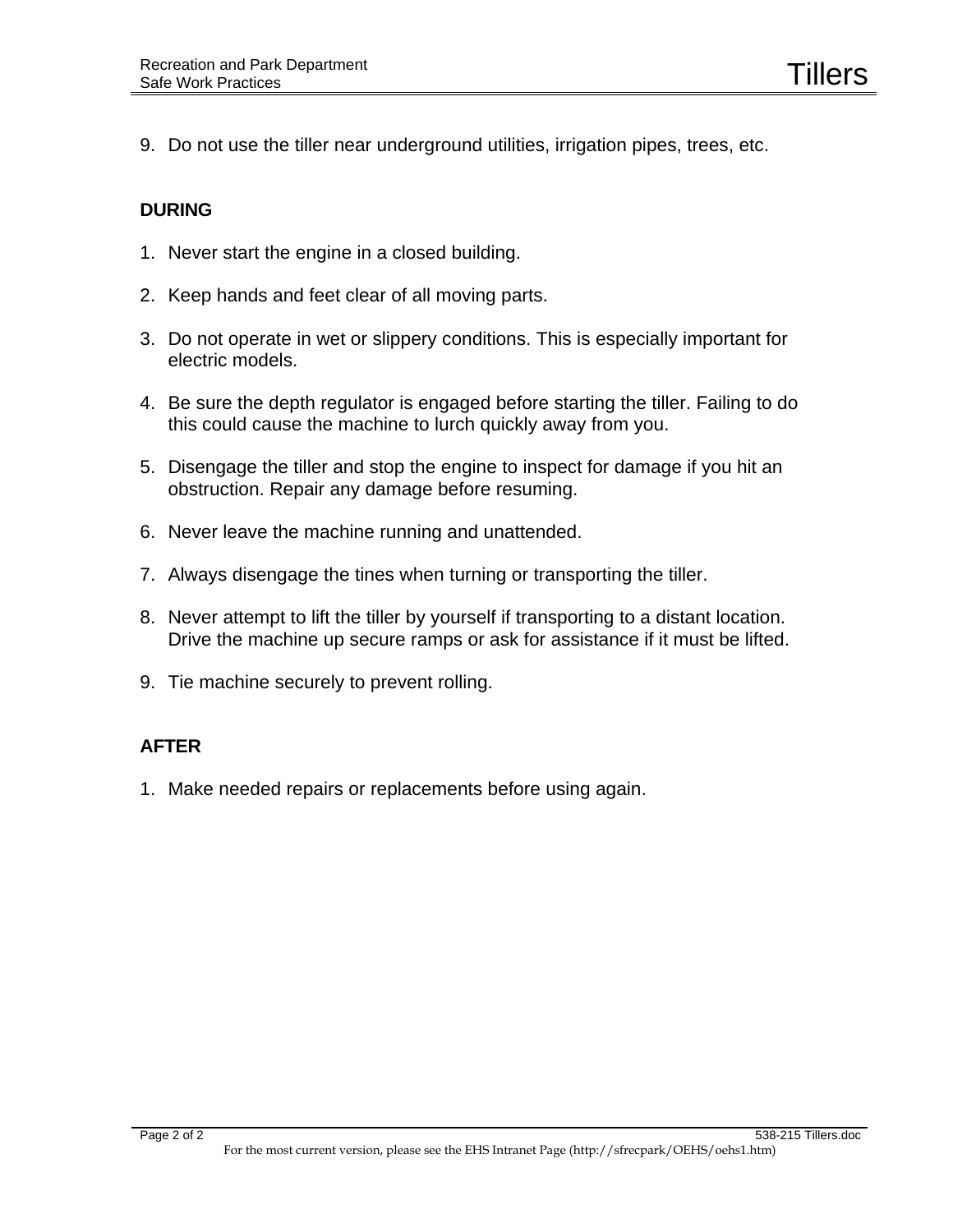9. Do not use the tiller near underground utilities, irrigation pipes, trees, etc.

**DURING**

1. Never start the engine in a closed building.

2. Keep hands and feet clear of all moving parts.

3. Do not operate in wet or slippery conditions. This is especially important for electric models.

4. Be sure the depth regulator is engaged before starting the tiller. Failing to do this could cause the machine to lurch quickly away from you.

5. Disengage the tiller and stop the engine to inspect for damage if you hit an obstruction. Repair any damage before resuming.

6. Never leave the machine running and unattended.

7. Always disengage the tines when turning or transporting the tiller.

8. Never attempt to lift the tiller by yourself if transporting to a distant location. Drive the machine up secure ramps or ask for assistance if it must be lifted.

9. Tie machine securely to prevent rolling.

**AFTER**

1. Make needed repairs or replacements before using again.